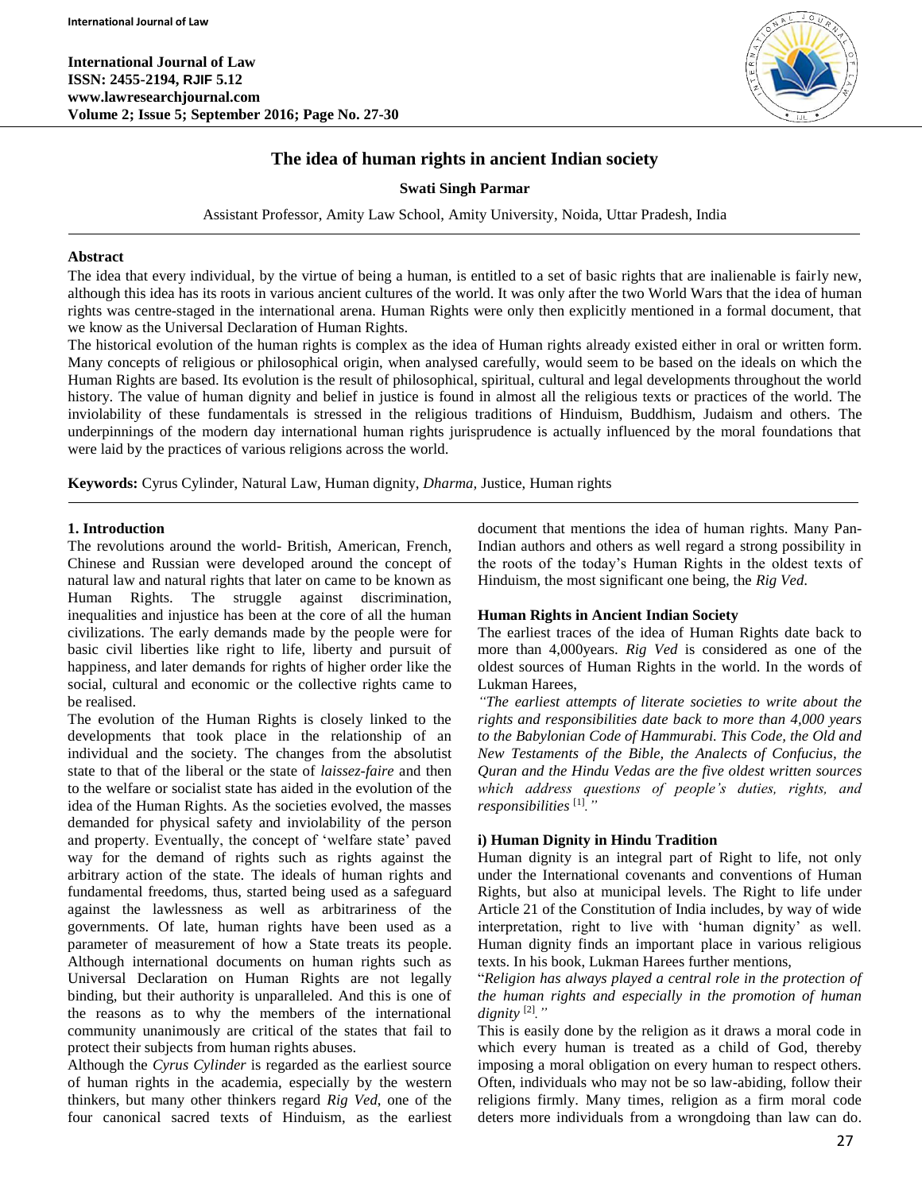# The idea of human rights in ancient Indian society

**Swati Singh Parmar**

Assistant Professor, Amity Law School, Amity University, Noida, Uttar Pradesh, India

## Abstract

The idea that every individual, by the virtue of being a human, is entitled to a set of basic rights that are inalienable is fairly new, although this idea has its roots in various ancient cultures of the world. It was only after the two World Wars that the idea of human rights was centre-staged in the international arena. Human Rights were only then explicitly mentioned in a formal document, that we know as the Universal Declaration of Human Rights.

The historical evolution of the human rights is complex as the idea of Human rights already existed either in oral or written form. Many concepts of religious or philosophical origin, when analysed carefully, would seem to be based on the ideals on which the Human Rights are based. Its evolution is the result of philosophical, spiritual, cultural and legal developments throughout the world history. The value of human dignity and belief in justice is found in almost all the religious texts or practices of the world. The inviolability of these fundamentals is stressed in the religious traditions of Hinduism, Buddhism, Judaism and others. The underpinnings of the modern day international human rights jurisprudence is actually influenced by the moral foundations that were laid by the practices of various religions across the world.

**Keywords:** Cyrus Cylinder, Natural Law, Human dignity, *Dharma*, Justice, Human rights

## 1. Introduction

The revolutions around the world- British, American, French, Chinese and Russian were developed around the concept of natural law and natural rights that later on came to be known as Human Rights. The struggle against discrimination, inequalities and injustice has been at the core of all the human civilizations. The early demands made by the people were for basic civil liberties like right to life, liberty and pursuit of happiness, and later demands for rights of higher order like the social, cultural and economic or the collective rights came to be realised.

The evolution of the Human Rights is closely linked to the developments that took place in the relationship of an individual and the society. The changes from the absolutist state to that of the liberal or the state of *laissez-faire* and then to the welfare or socialist state has aided in the evolution of the idea of the Human Rights. As the societies evolved, the masses demanded for physical safety and inviolability of the person and property. Eventually, the concept of 'welfare state' paved way for the demand of rights such as rights against the arbitrary action of the state. The ideals of human rights and fundamental freedoms, thus, started being used as a safeguard against the lawlessness as well as arbitrariness of the governments. Of late, human rights have been used as a parameter of measurement of how a State treats its people. Although international documents on human rights such as Universal Declaration on Human Rights are not legally binding, but their authority is unparalleled. And this is one of the reasons as to why the members of the international community unanimously are critical of the states that fail to protect their subjects from human rights abuses.

Although the *Cyrus Cylinder* is regarded as the earliest source of human rights in the academia, especially by the western thinkers, but many other thinkers regard *Rig Ved*, one of the four canonical sacred texts of Hinduism, as the earliest document that mentions the idea of human rights. Many Pan-Indian authors and others as well regard a strong possibility in the roots of the today's Human Rights in the oldest texts of Hinduism, the most significant one being, the *Rig Ved*.

### Human Rights in Ancient Indian Society

The earliest traces of the idea of Human Rights date back to more than 4,000years. *Rig Ved* is considered as one of the oldest sources of Human Rights in the world. In the words of Lukman Harees,

*"The earliest attempts of literate societies to write about the rights and responsibilities date back to more than 4,000 years to the Babylonian Code of Hammurabi. This Code, the Old and New Testaments of the Bible, the Analects of Confucius, the Quran and the Hindu Vedas are the five oldest written sources which address questions of people's duties, rights, and responsibilities* [1]*."*

### i) Human Dignity in Hindu Tradition

Human dignity is an integral part of Right to life, not only under the International covenants and conventions of Human Rights, but also at municipal levels. The Right to life under Article 21 of the Constitution of India includes, by way of wide interpretation, right to live with 'human dignity' as well. Human dignity finds an important place in various religious texts. In his book, Lukman Harees further mentions,

"*Religion has always played a central role in the protection of the human rights and especially in the promotion of human dignity* [2]*.*"

This is easily done by the religion as it draws a moral code in which every human is treated as a child of God, thereby imposing a moral obligation on every human to respect others. Often, individuals who may not be so law-abiding, follow their religions firmly. Many times, religion as a firm moral code deters more individuals from a wrongdoing than law can do.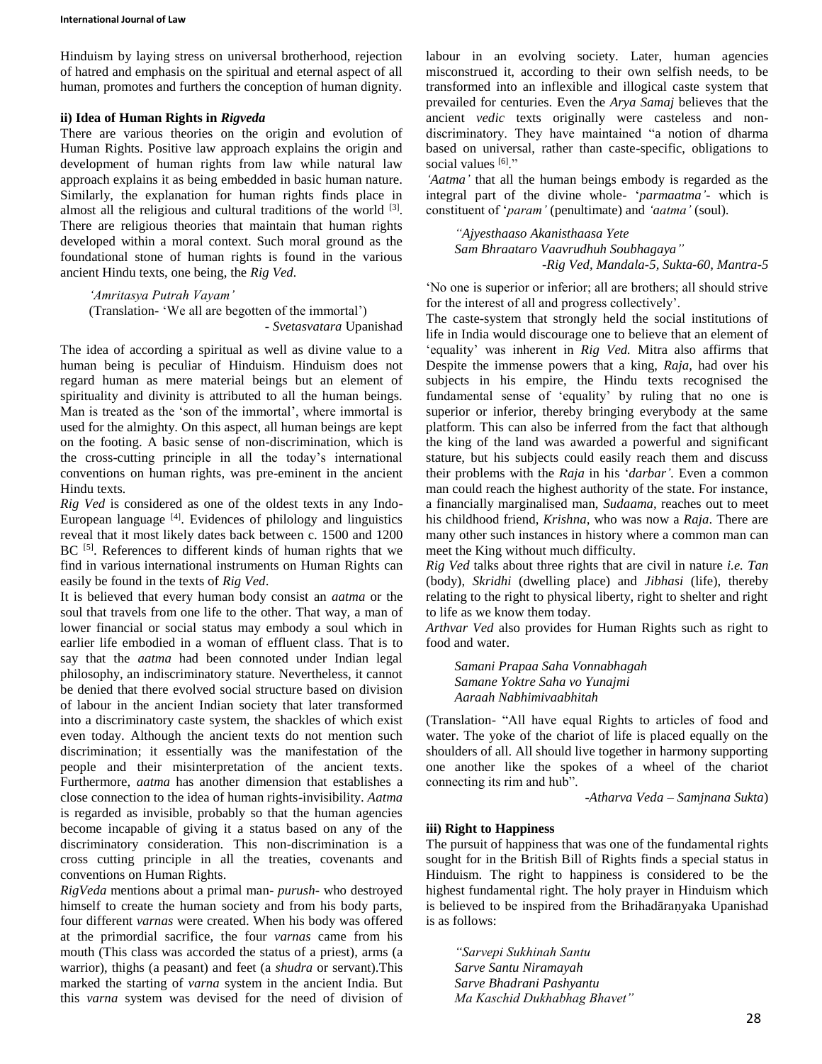Hinduism by laying stress on universal brotherhood, rejection of hatred and emphasis on the spiritual and eternal aspect of all human, promotes and furthers the conception of human dignity.

**ii) Idea of Human Rights in *Rigveda***

There are various theories on the origin and evolution of Human Rights. Positive law approach explains the origin and development of human rights from law while natural law approach explains it as being embedded in basic human nature. Similarly, the explanation for human rights finds place in almost all the religious and cultural traditions of the world [3]. There are religious theories that maintain that human rights developed within a moral context. Such moral ground as the foundational stone of human rights is found in the various ancient Hindu texts, one being, the *Rig Ved*.

> *'Amritasya Putrah Vayam'*
> (Translation- 'We all are begotten of the immortal')
> \- *Svetasvatara* Upanishad

The idea of according a spiritual as well as divine value to a human being is peculiar of Hinduism. Hinduism does not regard human as mere material beings but an element of spirituality and divinity is attributed to all the human beings. Man is treated as the 'son of the immortal', where immortal is used for the almighty. On this aspect, all human beings are kept on the footing. A basic sense of non-discrimination, which is the cross-cutting principle in all the today's international conventions on human rights, was pre-eminent in the ancient Hindu texts.

*Rig Ved* is considered as one of the oldest texts in any Indo-European language [4]. Evidences of philology and linguistics reveal that it most likely dates back between c. 1500 and 1200 BC [5]. References to different kinds of human rights that we find in various international instruments on Human Rights can easily be found in the texts of *Rig Ved*.

It is believed that every human body consist an *aatma* or the soul that travels from one life to the other. That way, a man of lower financial or social status may embody a soul which in earlier life embodied in a woman of effluent class. That is to say that the *aatma* had been connoted under Indian legal philosophy, an indiscriminatory stature. Nevertheless, it cannot be denied that there evolved social structure based on division of labour in the ancient Indian society that later transformed into a discriminatory caste system, the shackles of which exist even today. Although the ancient texts do not mention such discrimination; it essentially was the manifestation of the people and their misinterpretation of the ancient texts. Furthermore, *aatma* has another dimension that establishes a close connection to the idea of human rights-invisibility. *Aatma* is regarded as invisible, probably so that the human agencies become incapable of giving it a status based on any of the discriminatory consideration. This non-discrimination is a cross cutting principle in all the treaties, covenants and conventions on Human Rights.

*RigVeda* mentions about a primal man- *purush*- who destroyed himself to create the human society and from his body parts, four different *varnas* were created. When his body was offered at the primordial sacrifice, the four *varnas* came from his mouth (This class was accorded the status of a priest), arms (a warrior), thighs (a peasant) and feet (a *shudra* or servant).This marked the starting of *varna* system in the ancient India. But this *varna* system was devised for the need of division of labour in an evolving society. Later, human agencies misconstrued it, according to their own selfish needs, to be transformed into an inflexible and illogical caste system that prevailed for centuries. Even the *Arya Samaj* believes that the ancient *vedic* texts originally were casteless and non-discriminatory. They have maintained "a notion of dharma based on universal, rather than caste-specific, obligations to social values [6]."

*'Aatma'* that all the human beings embody is regarded as the integral part of the divine whole- '*parmaatma'*- which is constituent of '*param'* (penultimate) and *'aatma'* (soul).

> *"Ajyesthaaso Akanisthaasa Yete*
> *Sam Bhraataro Vaavrudhuh Soubhagaya"*
> *-Rig Ved, Mandala-5, Sukta-60, Mantra-5*

'No one is superior or inferior; all are brothers; all should strive for the interest of all and progress collectively'.

The caste-system that strongly held the social institutions of life in India would discourage one to believe that an element of 'equality' was inherent in *Rig Ved.* Mitra also affirms that Despite the immense powers that a king, *Raja*, had over his subjects in his empire, the Hindu texts recognised the fundamental sense of 'equality' by ruling that no one is superior or inferior, thereby bringing everybody at the same platform. This can also be inferred from the fact that although the king of the land was awarded a powerful and significant stature, but his subjects could easily reach them and discuss their problems with the *Raja* in his '*darbar'*. Even a common man could reach the highest authority of the state. For instance, a financially marginalised man, *Sudaama,* reaches out to meet his childhood friend, *Krishna,* who was now a *Raja*. There are many other such instances in history where a common man can meet the King without much difficulty.

*Rig Ved* talks about three rights that are civil in nature *i.e. Tan* (body), *Skridhi* (dwelling place) and *Jibhasi* (life), thereby relating to the right to physical liberty, right to shelter and right to life as we know them today.

*Arthvar Ved* also provides for Human Rights such as right to food and water.

> *Samani Prapaa Saha Vonnabhagah*
> *Samane Yoktre Saha vo Yunajmi*
> *Aaraah Nabhimivaabhitah*

(Translation- "All have equal Rights to articles of food and water. The yoke of the chariot of life is placed equally on the shoulders of all. All should live together in harmony supporting one another like the spokes of a wheel of the chariot connecting its rim and hub".

-*Atharva Veda – Samjnana Sukta*)

**iii) Right to Happiness**

The pursuit of happiness that was one of the fundamental rights sought for in the British Bill of Rights finds a special status in Hinduism. The right to happiness is considered to be the highest fundamental right. The holy prayer in Hinduism which is believed to be inspired from the Brihadāraṇyaka Upanishad is as follows:

> *"Sarvepi Sukhinah Santu*
> *Sarve Santu Niramayah*
> *Sarve Bhadrani Pashyantu*
> *Ma Kaschid Dukhabhag Bhavet"*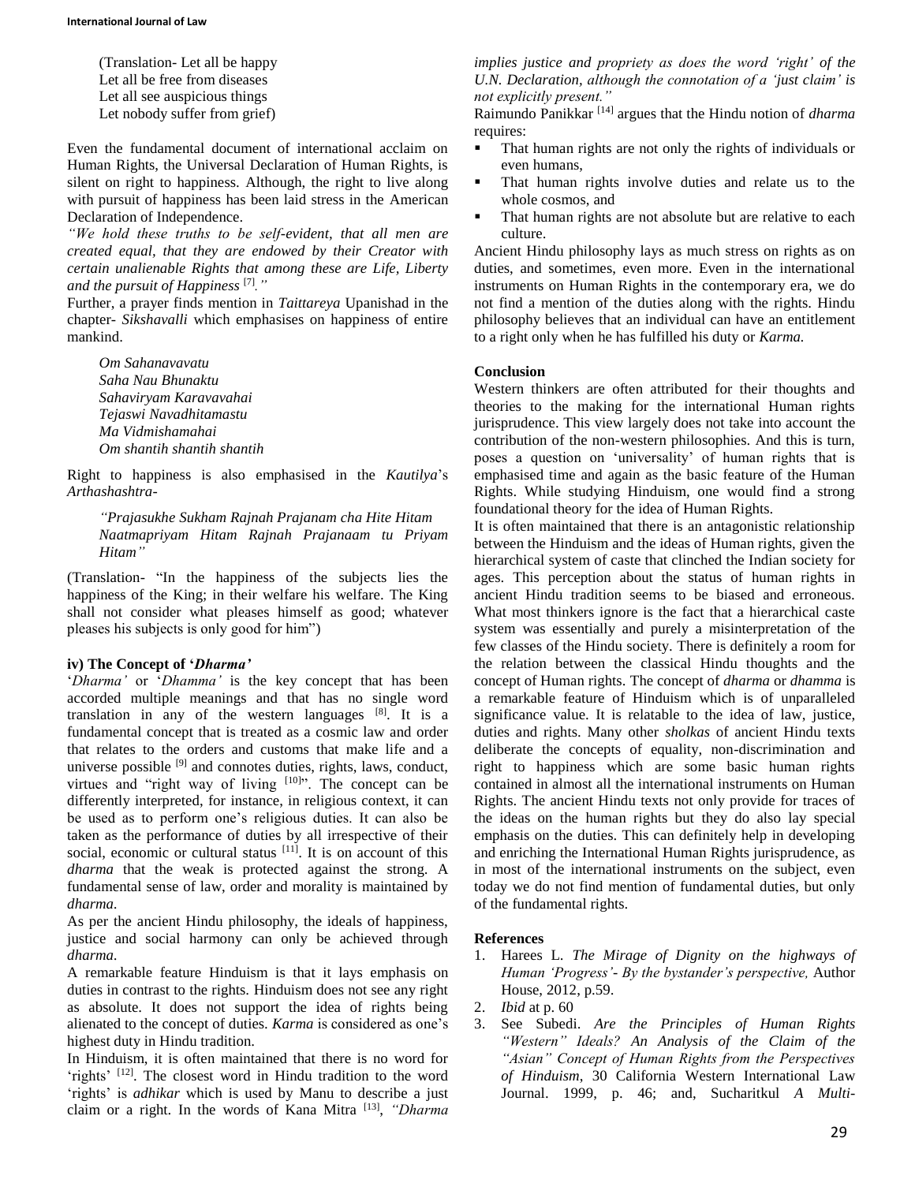(Translation- Let all be happy
Let all be free from diseases
Let all see auspicious things
Let nobody suffer from grief)

Even the fundamental document of international acclaim on Human Rights, the Universal Declaration of Human Rights, is silent on right to happiness. Although, the right to live along with pursuit of happiness has been laid stress in the American Declaration of Independence.

*"We hold these truths to be self-evident, that all men are created equal, that they are endowed by their Creator with certain unalienable Rights that among these are Life, Liberty and the pursuit of Happiness* [7]*."*

Further, a prayer finds mention in *Taittareya* Upanishad in the chapter- *Sikshavalli* which emphasises on happiness of entire mankind.

*Om Sahanavavatu
Saha Nau Bhunaktu
Sahaviryam Karavavahai
Tejaswi Navadhitamastu
Ma Vidmishamahai
Om shantih shantih shantih*

Right to happiness is also emphasised in the *Kautilya*'s *Arthashashtra-*

*"Prajasukhe Sukham Rajnah Prajanam cha Hite Hitam Naatmapriyam Hitam Rajnah Prajanaam tu Priyam Hitam"*

(Translation- "In the happiness of the subjects lies the happiness of the King; in their welfare his welfare. The King shall not consider what pleases himself as good; whatever pleases his subjects is only good for him")

### iv) The Concept of '*Dharma'*

'*Dharma'* or '*Dhamma'* is the key concept that has been accorded multiple meanings and that has no single word translation in any of the western languages [8]. It is a fundamental concept that is treated as a cosmic law and order that relates to the orders and customs that make life and a universe possible [9] and connotes duties, rights, laws, conduct, virtues and "right way of living [10]". The concept can be differently interpreted, for instance, in religious context, it can be used as to perform one's religious duties. It can also be taken as the performance of duties by all irrespective of their social, economic or cultural status [11]. It is on account of this *dharma* that the weak is protected against the strong. A fundamental sense of law, order and morality is maintained by *dharma*.

As per the ancient Hindu philosophy, the ideals of happiness, justice and social harmony can only be achieved through *dharma*.

A remarkable feature Hinduism is that it lays emphasis on duties in contrast to the rights. Hinduism does not see any right as absolute. It does not support the idea of rights being alienated to the concept of duties. *Karma* is considered as one's highest duty in Hindu tradition.

In Hinduism, it is often maintained that there is no word for 'rights' [12]. The closest word in Hindu tradition to the word 'rights' is *adhikar* which is used by Manu to describe a just claim or a right. In the words of Kana Mitra [13], *"Dharma implies justice and propriety as does the word 'right' of the U.N. Declaration, although the connotation of a 'just claim' is not explicitly present."*

Raimundo Panikkar [14] argues that the Hindu notion of *dharma* requires:

- That human rights are not only the rights of individuals or even humans,
- That human rights involve duties and relate us to the whole cosmos, and
- That human rights are not absolute but are relative to each culture.

Ancient Hindu philosophy lays as much stress on rights as on duties, and sometimes, even more. Even in the international instruments on Human Rights in the contemporary era, we do not find a mention of the duties along with the rights. Hindu philosophy believes that an individual can have an entitlement to a right only when he has fulfilled his duty or *Karma.*

## Conclusion

Western thinkers are often attributed for their thoughts and theories to the making for the international Human rights jurisprudence. This view largely does not take into account the contribution of the non-western philosophies. And this is turn, poses a question on 'universality' of human rights that is emphasised time and again as the basic feature of the Human Rights. While studying Hinduism, one would find a strong foundational theory for the idea of Human Rights.

It is often maintained that there is an antagonistic relationship between the Hinduism and the ideas of Human rights, given the hierarchical system of caste that clinched the Indian society for ages. This perception about the status of human rights in ancient Hindu tradition seems to be biased and erroneous. What most thinkers ignore is the fact that a hierarchical caste system was essentially and purely a misinterpretation of the few classes of the Hindu society. There is definitely a room for the relation between the classical Hindu thoughts and the concept of Human rights. The concept of *dharma* or *dhamma* is a remarkable feature of Hinduism which is of unparalleled significance value. It is relatable to the idea of law, justice, duties and rights. Many other *sholkas* of ancient Hindu texts deliberate the concepts of equality, non-discrimination and right to happiness which are some basic human rights contained in almost all the international instruments on Human Rights. The ancient Hindu texts not only provide for traces of the ideas on the human rights but they do also lay special emphasis on the duties. This can definitely help in developing and enriching the International Human Rights jurisprudence, as in most of the international instruments on the subject, even today we do not find mention of fundamental duties, but only of the fundamental rights.

## References

1. Harees L. *The Mirage of Dignity on the highways of Human 'Progress'- By the bystander's perspective,* Author House, 2012, p.59.
2. *Ibid* at p. 60
3. See Subedi. *Are the Principles of Human Rights "Western" Ideals? An Analysis of the Claim of the "Asian" Concept of Human Rights from the Perspectives of Hinduism*, 30 California Western International Law Journal. 1999, p. 46; and, Sucharitkul *A Multi-*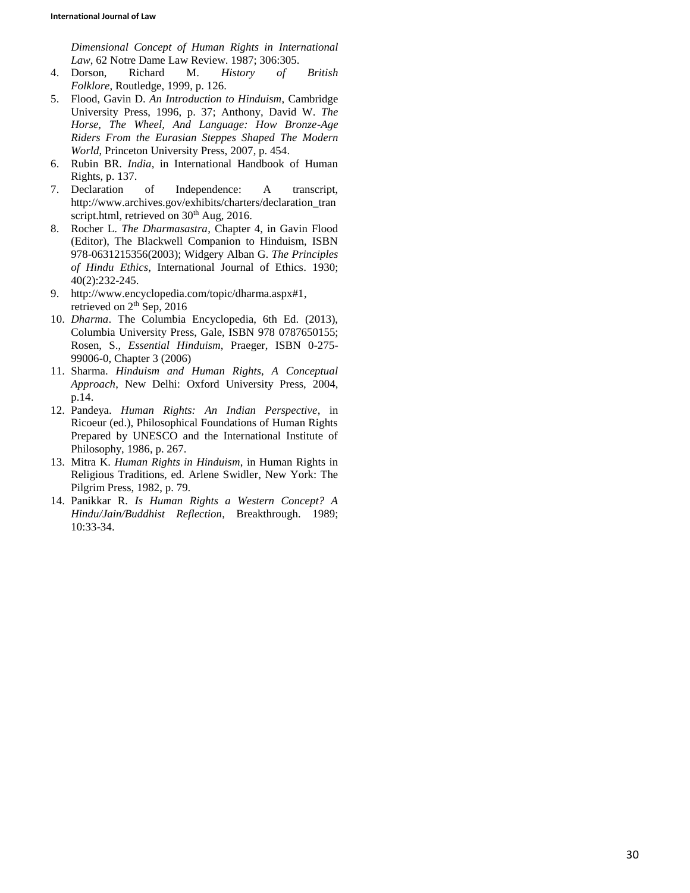*Dimensional Concept of Human Rights in International Law*, 62 Notre Dame Law Review. 1987; 306:305.

4. Dorson, Richard M. *History of British Folklore*, Routledge, 1999, p. 126.
5. Flood, Gavin D. *An Introduction to Hinduism*, Cambridge University Press, 1996, p. 37; Anthony, David W. *The Horse, The Wheel, And Language: How Bronze-Age Riders From the Eurasian Steppes Shaped The Modern World*, Princeton University Press, 2007, p. 454.
6. Rubin BR. *India*, in International Handbook of Human Rights, p. 137.
7. Declaration of Independence: A transcript, http://www.archives.gov/exhibits/charters/declaration_transcript.html, retrieved on 30th Aug, 2016.
8. Rocher L. *The Dharmasastra*, Chapter 4, in Gavin Flood (Editor), The Blackwell Companion to Hinduism, ISBN 978-0631215356(2003); Widgery Alban G. *The Principles of Hindu Ethics*, International Journal of Ethics. 1930; 40(2):232-245.
9. http://www.encyclopedia.com/topic/dharma.aspx#1, retrieved on 2th Sep, 2016
10. *Dharma*. The Columbia Encyclopedia, 6th Ed. (2013), Columbia University Press, Gale, ISBN 978 0787650155; Rosen, S., *Essential Hinduism*, Praeger, ISBN 0-275-99006-0, Chapter 3 (2006)
11. Sharma. *Hinduism and Human Rights, A Conceptual Approach*, New Delhi: Oxford University Press, 2004, p.14.
12. Pandeya. *Human Rights: An Indian Perspective*, in Ricoeur (ed.), Philosophical Foundations of Human Rights Prepared by UNESCO and the International Institute of Philosophy, 1986, p. 267.
13. Mitra K. *Human Rights in Hinduism*, in Human Rights in Religious Traditions, ed. Arlene Swidler, New York: The Pilgrim Press, 1982, p. 79.
14. Panikkar R. *Is Human Rights a Western Concept? A Hindu/Jain/Buddhist Reflection*, Breakthrough. 1989; 10:33-34.